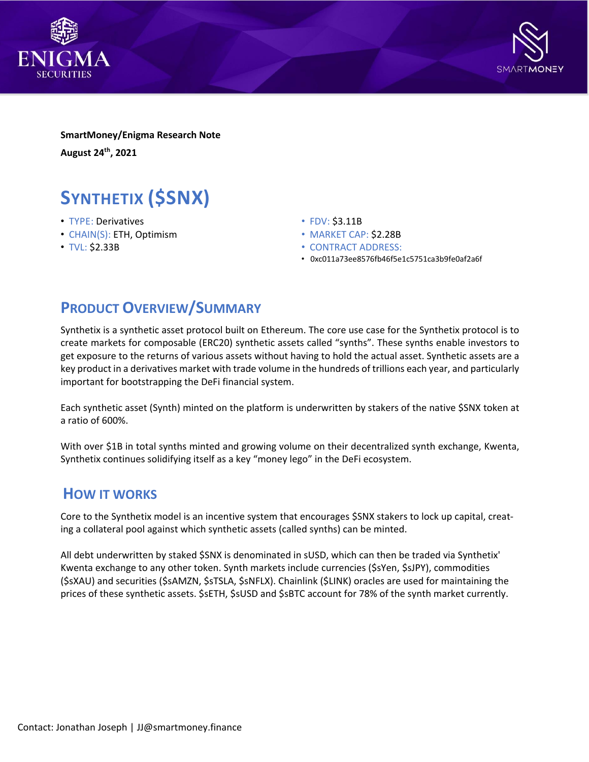**SmartMoney/Enigma Research Note**

**August 24th, 2021**

# SYNTHETIX ($SNX)

- TYPE: Derivatives
- CHAIN(S): ETH, Optimism
- TVL: $2.33B
- FDV: $3.11B
- MARKET CAP: $2.28B
- CONTRACT ADDRESS:
- 0xc011a73ee8576fb46f5e1c5751ca3b9fe0af2a6f

## PRODUCT OVERVIEW/SUMMARY

Synthetix is a synthetic asset protocol built on Ethereum. The core use case for the Synthetix protocol is to create markets for composable (ERC20) synthetic assets called "synths". These synths enable investors to get exposure to the returns of various assets without having to hold the actual asset. Synthetic assets are a key product in a derivatives market with trade volume in the hundreds of trillions each year, and particularly important for bootstrapping the DeFi financial system.

Each synthetic asset (Synth) minted on the platform is underwritten by stakers of the native $SNX token at a ratio of 600%.

With over $1B in total synths minted and growing volume on their decentralized synth exchange, Kwenta, Synthetix continues solidifying itself as a key "money lego" in the DeFi ecosystem.

## HOW IT WORKS

Core to the Synthetix model is an incentive system that encourages $SNX stakers to lock up capital, creating a collateral pool against which synthetic assets (called synths) can be minted.

All debt underwritten by staked $SNX is denominated in sUSD, which can then be traded via Synthetix' Kwenta exchange to any other token. Synth markets include currencies ($sYen, $sJPY), commodities ($sXAU) and securities ($sAMZN, $sTSLA, $sNFLX). Chainlink ($LINK) oracles are used for maintaining the prices of these synthetic assets. $sETH, $sUSD and $sBTC account for 78% of the synth market currently.

Contact: Jonathan Joseph | JJ@smartmoney.finance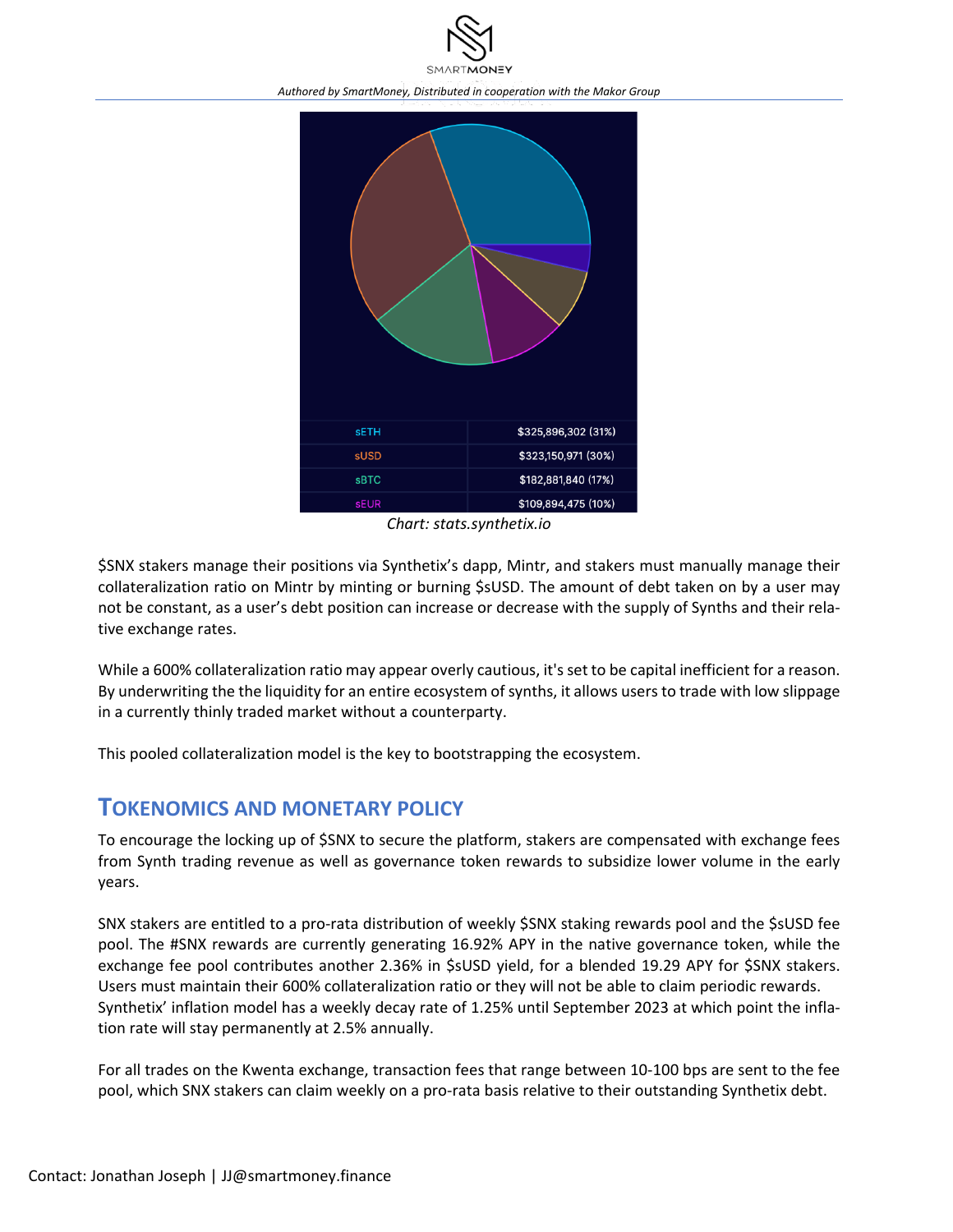| sETH | $325,896,302 (31%) |
|---|---|
| sUSD | $323,150,971 (30%) |
| sBTC | $182,881,840 (17%) |
| sEUR | $109,894,475 (10%) |

*Chart: stats.synthetix.io*

$SNX stakers manage their positions via Synthetix's dapp, Mintr, and stakers must manually manage their collateralization ratio on Mintr by minting or burning $sUSD. The amount of debt taken on by a user may not be constant, as a user's debt position can increase or decrease with the supply of Synths and their relative exchange rates.

While a 600% collateralization ratio may appear overly cautious, it's set to be capital inefficient for a reason. By underwriting the the liquidity for an entire ecosystem of synths, it allows users to trade with low slippage in a currently thinly traded market without a counterparty.

This pooled collateralization model is the key to bootstrapping the ecosystem.

## TOKENOMICS AND MONETARY POLICY

To encourage the locking up of $SNX to secure the platform, stakers are compensated with exchange fees from Synth trading revenue as well as governance token rewards to subsidize lower volume in the early years.

SNX stakers are entitled to a pro-rata distribution of weekly $SNX staking rewards pool and the $sUSD fee pool. The #SNX rewards are currently generating 16.92% APY in the native governance token, while the exchange fee pool contributes another 2.36% in $sUSD yield, for a blended 19.29 APY for $SNX stakers. Users must maintain their 600% collateralization ratio or they will not be able to claim periodic rewards. Synthetix' inflation model has a weekly decay rate of 1.25% until September 2023 at which point the inflation rate will stay permanently at 2.5% annually.

For all trades on the Kwenta exchange, transaction fees that range between 10-100 bps are sent to the fee pool, which SNX stakers can claim weekly on a pro-rata basis relative to their outstanding Synthetix debt.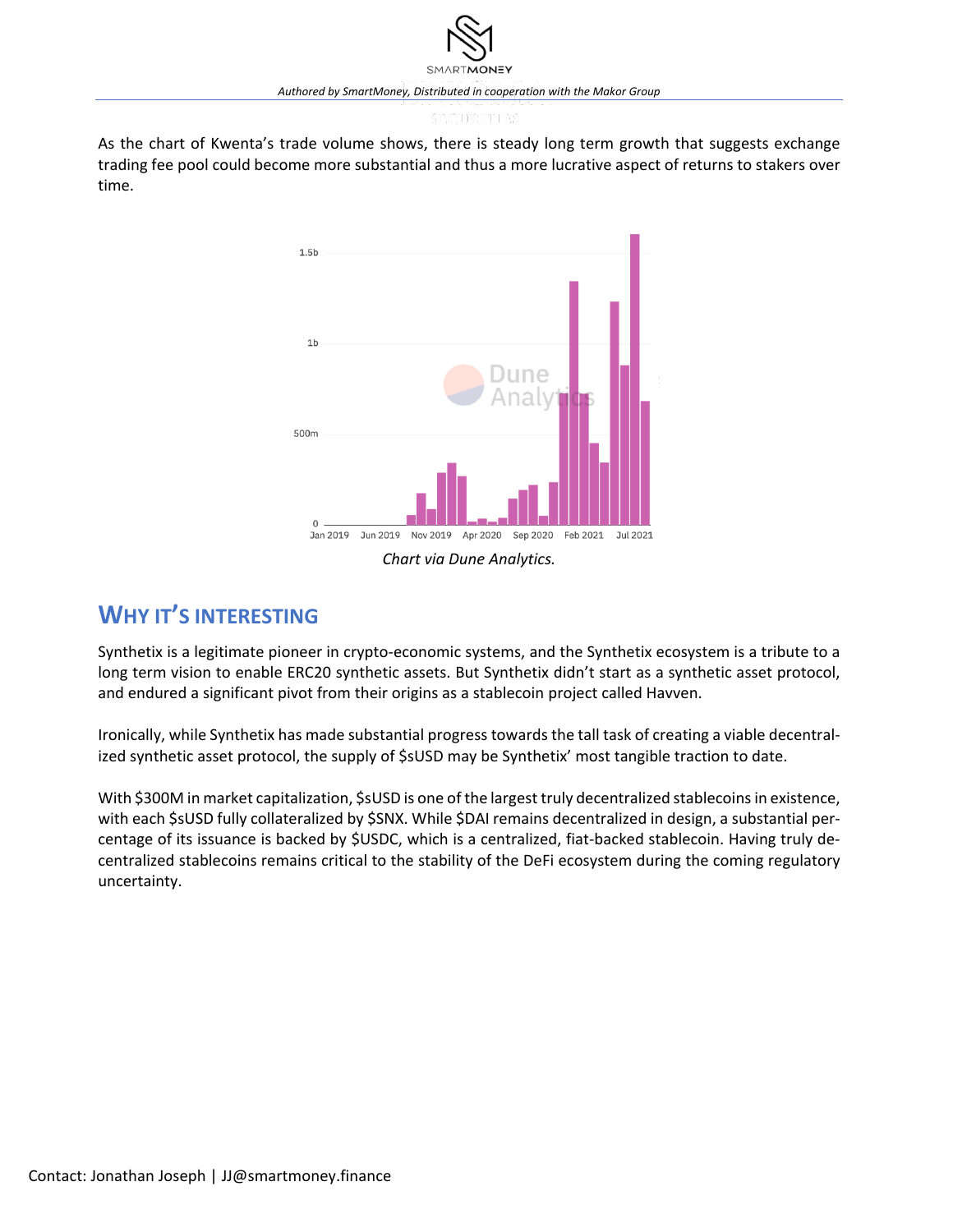As the chart of Kwenta's trade volume shows, there is steady long term growth that suggests exchange trading fee pool could become more substantial and thus a more lucrative aspect of returns to stakers over time.

*Chart via Dune Analytics.*

## WHY IT'S INTERESTING

Synthetix is a legitimate pioneer in crypto-economic systems, and the Synthetix ecosystem is a tribute to a long term vision to enable ERC20 synthetic assets. But Synthetix didn't start as a synthetic asset protocol, and endured a significant pivot from their origins as a stablecoin project called Havven.

Ironically, while Synthetix has made substantial progress towards the tall task of creating a viable decentralized synthetic asset protocol, the supply of $sUSD may be Synthetix' most tangible traction to date.

With $300M in market capitalization, $sUSD is one of the largest truly decentralized stablecoins in existence, with each $sUSD fully collateralized by $SNX. While $DAI remains decentralized in design, a substantial percentage of its issuance is backed by $USDC, which is a centralized, fiat-backed stablecoin. Having truly decentralized stablecoins remains critical to the stability of the DeFi ecosystem during the coming regulatory uncertainty.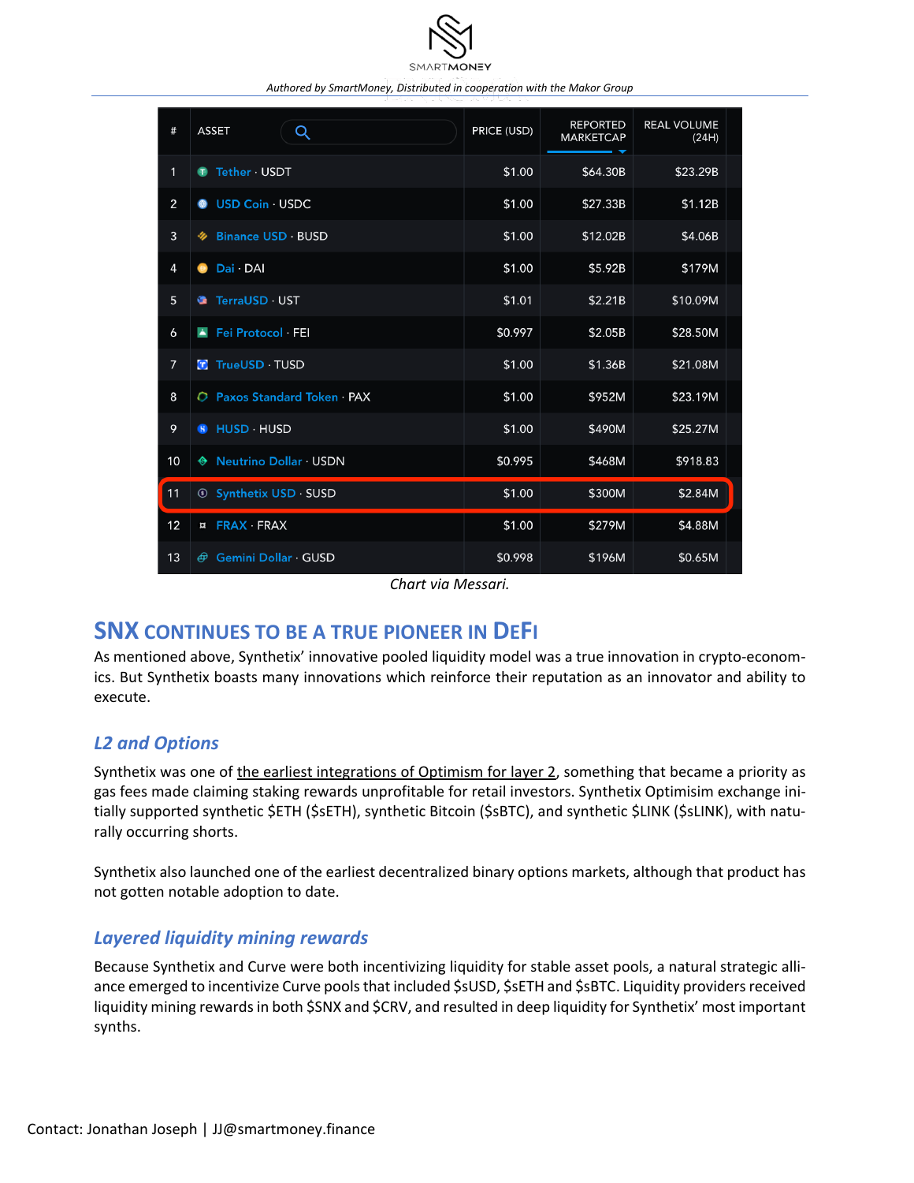| # | ASSET | PRICE (USD) | REPORTED MARKETCAP | REAL VOLUME (24H) |
|---|---|---|---|---|
| 1 | Tether · USDT | $1.00 | $64.30B | $23.29B |
| 2 | USD Coin · USDC | $1.00 | $27.33B | $1.12B |
| 3 | Binance USD · BUSD | $1.00 | $12.02B | $4.06B |
| 4 | Dai · DAI | $1.00 | $5.92B | $179M |
| 5 | TerraUSD · UST | $1.01 | $2.21B | $10.09M |
| 6 | Fei Protocol · FEI | $0.997 | $2.05B | $28.50M |
| 7 | TrueUSD · TUSD | $1.00 | $1.36B | $21.08M |
| 8 | Paxos Standard Token · PAX | $1.00 | $952M | $23.19M |
| 9 | HUSD · HUSD | $1.00 | $490M | $25.27M |
| 10 | Neutrino Dollar · USDN | $0.995 | $468M | $918.83 |
| 11 | Synthetix USD · SUSD | $1.00 | $300M | $2.84M |
| 12 | FRAX · FRAX | $1.00 | $279M | $4.88M |
| 13 | Gemini Dollar · GUSD | $0.998 | $196M | $0.65M |

*Chart via Messari.*

## SNX CONTINUES TO BE A TRUE PIONEER IN DEFI

As mentioned above, Synthetix' innovative pooled liquidity model was a true innovation in crypto-economics. But Synthetix boasts many innovations which reinforce their reputation as an innovator and ability to execute.

### *L2 and Options*

Synthetix was one of the earliest integrations of Optimism for layer 2, something that became a priority as gas fees made claiming staking rewards unprofitable for retail investors. Synthetix Optimisim exchange initially supported synthetic $ETH ($sETH), synthetic Bitcoin ($sBTC), and synthetic $LINK ($sLINK), with naturally occurring shorts.

Synthetix also launched one of the earliest decentralized binary options markets, although that product has not gotten notable adoption to date.

### *Layered liquidity mining rewards*

Because Synthetix and Curve were both incentivizing liquidity for stable asset pools, a natural strategic alliance emerged to incentivize Curve pools that included $sUSD, $sETH and $sBTC. Liquidity providers received liquidity mining rewards in both $SNX and $CRV, and resulted in deep liquidity for Synthetix' most important synths.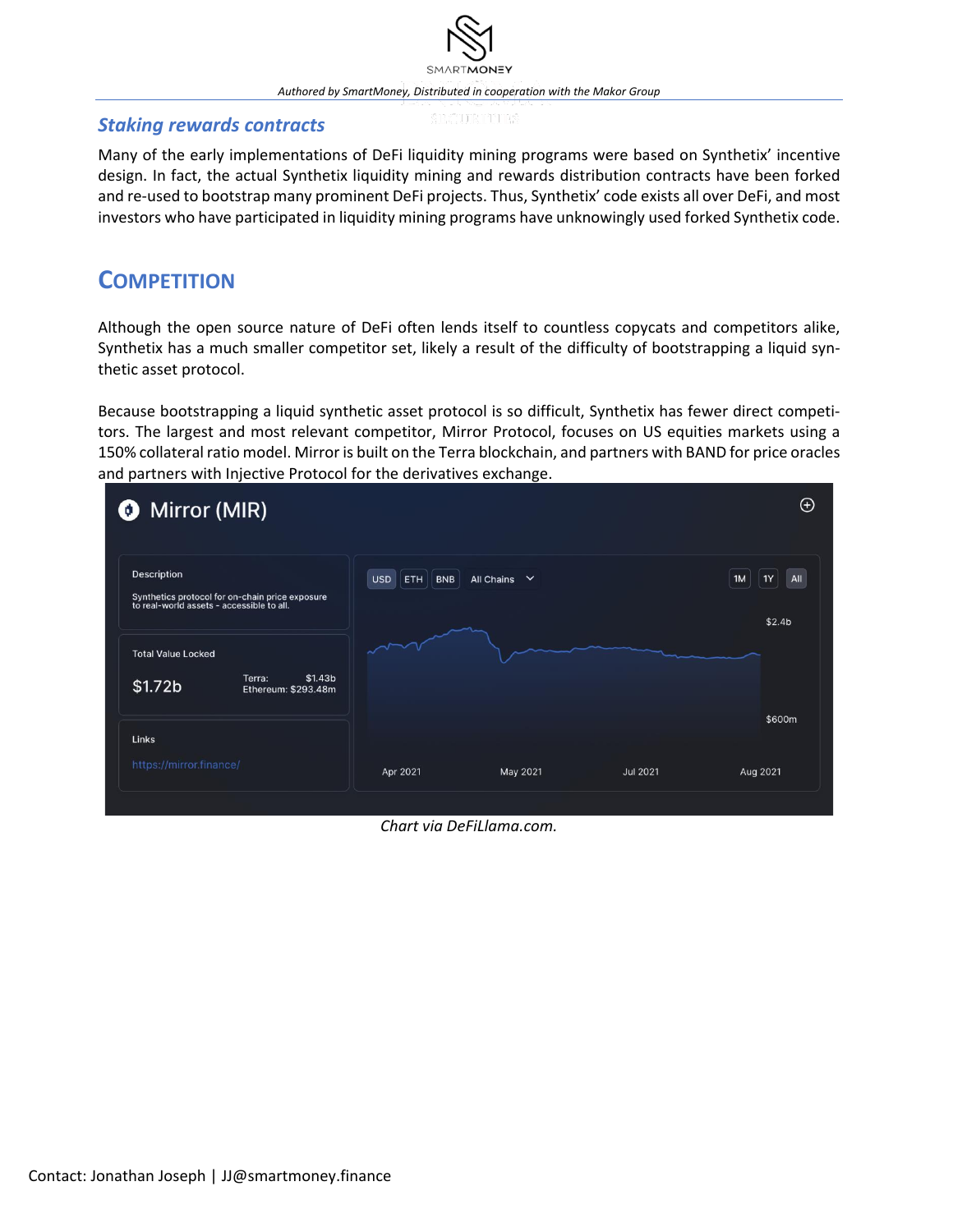### *Staking rewards contracts*

Many of the early implementations of DeFi liquidity mining programs were based on Synthetix' incentive design. In fact, the actual Synthetix liquidity mining and rewards distribution contracts have been forked and re-used to bootstrap many prominent DeFi projects. Thus, Synthetix' code exists all over DeFi, and most investors who have participated in liquidity mining programs have unknowingly used forked Synthetix code.

## COMPETITION

Although the open source nature of DeFi often lends itself to countless copycats and competitors alike, Synthetix has a much smaller competitor set, likely a result of the difficulty of bootstrapping a liquid synthetic asset protocol.

Because bootstrapping a liquid synthetic asset protocol is so difficult, Synthetix has fewer direct competitors. The largest and most relevant competitor, Mirror Protocol, focuses on US equities markets using a 150% collateral ratio model. Mirror is built on the Terra blockchain, and partners with BAND for price oracles and partners with Injective Protocol for the derivatives exchange.

*Chart via DeFiLlama.com.*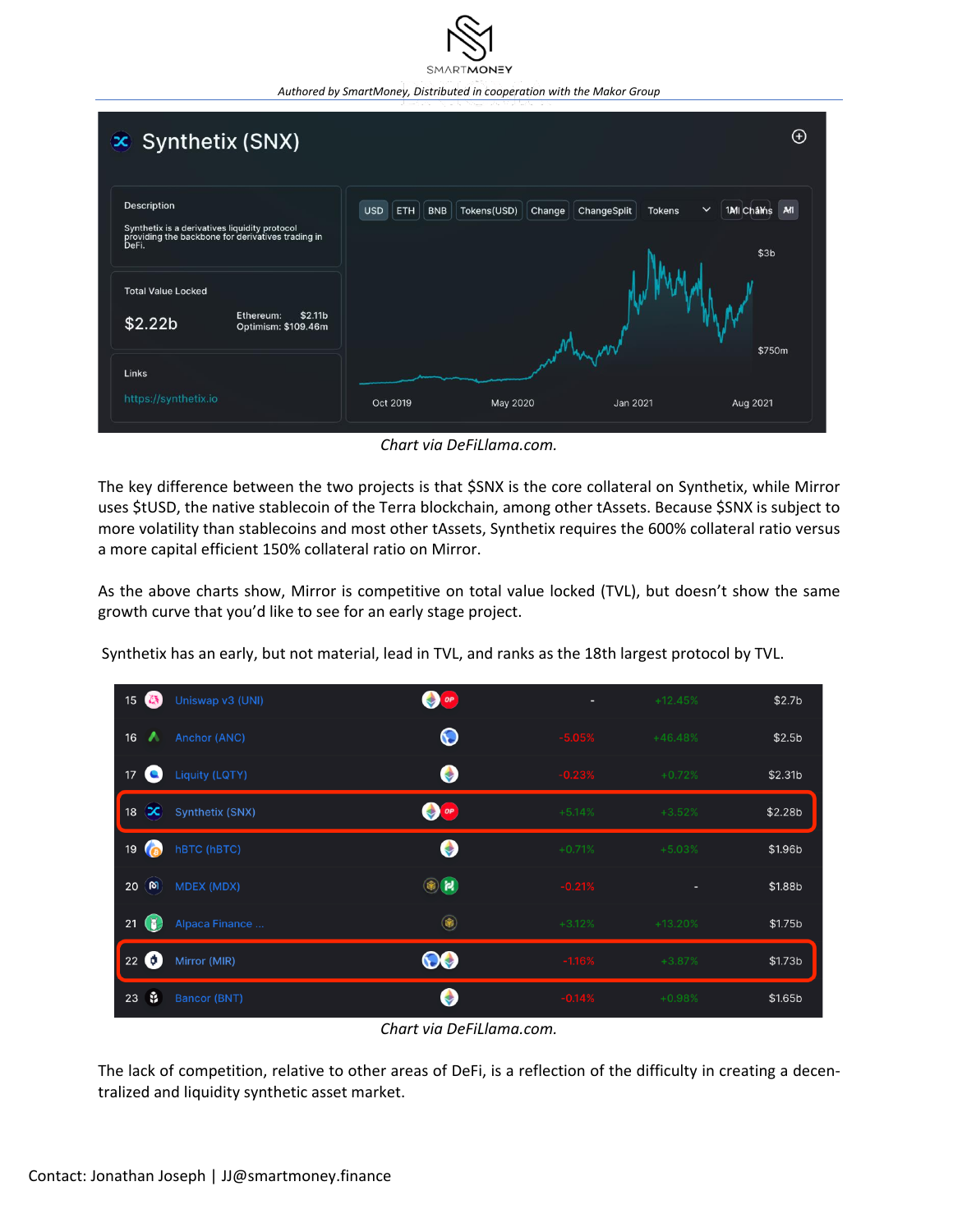Chart via DeFiLlama.com.

The key difference between the two projects is that $SNX is the core collateral on Synthetix, while Mirror uses $tUSD, the native stablecoin of the Terra blockchain, among other tAssets. Because $SNX is subject to more volatility than stablecoins and most other tAssets, Synthetix requires the 600% collateral ratio versus a more capital efficient 150% collateral ratio on Mirror.

As the above charts show, Mirror is competitive on total value locked (TVL), but doesn't show the same growth curve that you'd like to see for an early stage project.

Synthetix has an early, but not material, lead in TVL, and ranks as the 18th largest protocol by TVL.

| | | | | | |
|---|---|---|---|---|---|
| 15 | Uniswap v3 (UNI) | - | +12.45% | $2.7b |
| 16 | Anchor (ANC) | -5.05% | +46.48% | $2.5b |
| 17 | Liquity (LQTY) | -0.23% | +0.72% | $2.31b |
| 18 | Synthetix (SNX) | +5.14% | +3.52% | $2.28b |
| 19 | hBTC (hBTC) | +0.71% | +5.03% | $1.96b |
| 20 | MDEX (MDX) | -0.21% | - | $1.88b |
| 21 | Alpaca Finance ... | +3.12% | +13.20% | $1.75b |
| 22 | Mirror (MIR) | -1.16% | +3.87% | $1.73b |
| 23 | Bancor (BNT) | -0.14% | +0.98% | $1.65b |

Chart via DeFiLlama.com.

The lack of competition, relative to other areas of DeFi, is a reflection of the difficulty in creating a decentralized and liquidity synthetic asset market.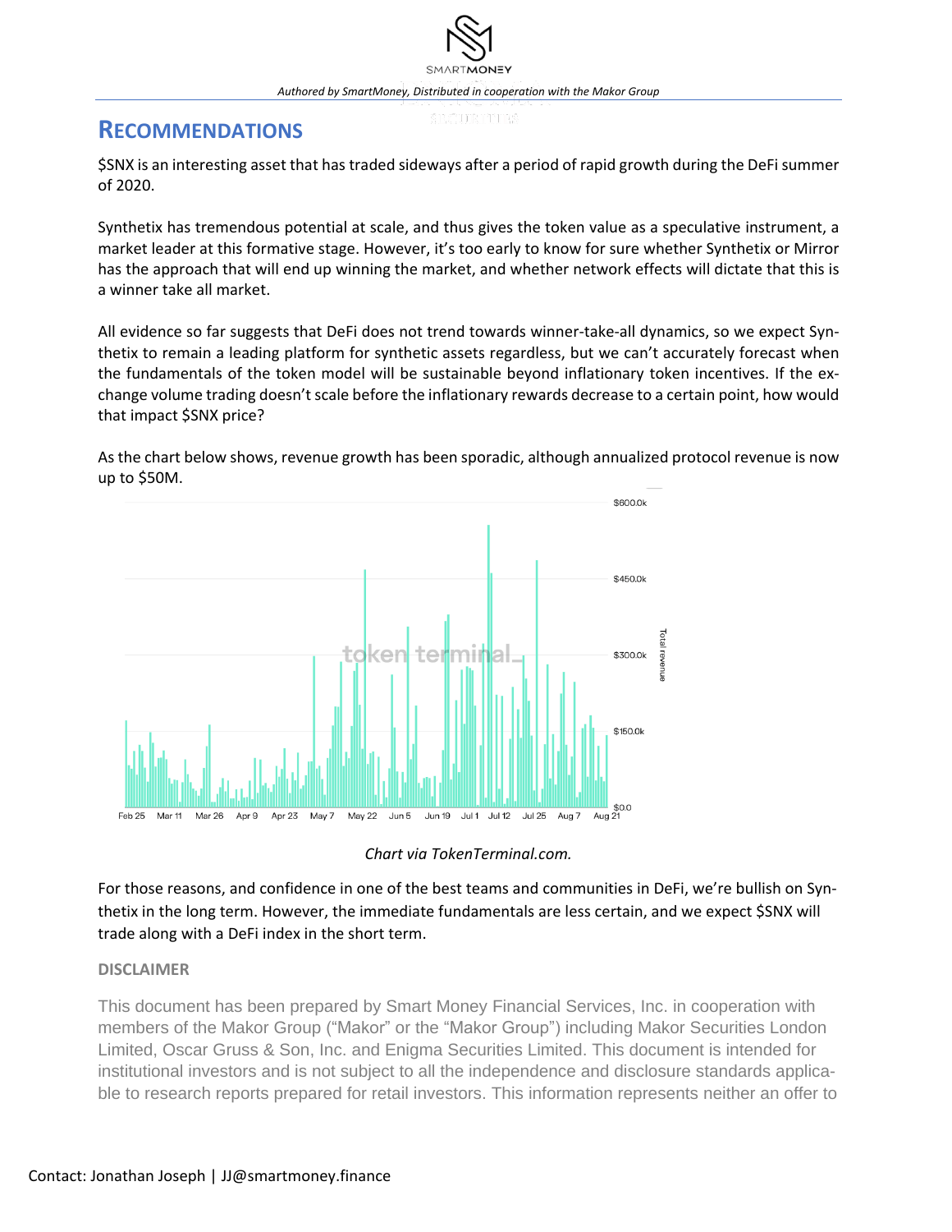## RECOMMENDATIONS

$SNX is an interesting asset that has traded sideways after a period of rapid growth during the DeFi summer of 2020.

Synthetix has tremendous potential at scale, and thus gives the token value as a speculative instrument, a market leader at this formative stage. However, it's too early to know for sure whether Synthetix or Mirror has the approach that will end up winning the market, and whether network effects will dictate that this is a winner take all market.

All evidence so far suggests that DeFi does not trend towards winner-take-all dynamics, so we expect Synthetix to remain a leading platform for synthetic assets regardless, but we can't accurately forecast when the fundamentals of the token model will be sustainable beyond inflationary token incentives. If the exchange volume trading doesn't scale before the inflationary rewards decrease to a certain point, how would that impact $SNX price?

As the chart below shows, revenue growth has been sporadic, although annualized protocol revenue is now up to $50M.

*Chart via TokenTerminal.com.*

For those reasons, and confidence in one of the best teams and communities in DeFi, we're bullish on Synthetix in the long term. However, the immediate fundamentals are less certain, and we expect $SNX will trade along with a DeFi index in the short term.

**DISCLAIMER**

This document has been prepared by Smart Money Financial Services, Inc. in cooperation with members of the Makor Group ("Makor" or the "Makor Group") including Makor Securities London Limited, Oscar Gruss & Son, Inc. and Enigma Securities Limited. This document is intended for institutional investors and is not subject to all the independence and disclosure standards applicable to research reports prepared for retail investors. This information represents neither an offer to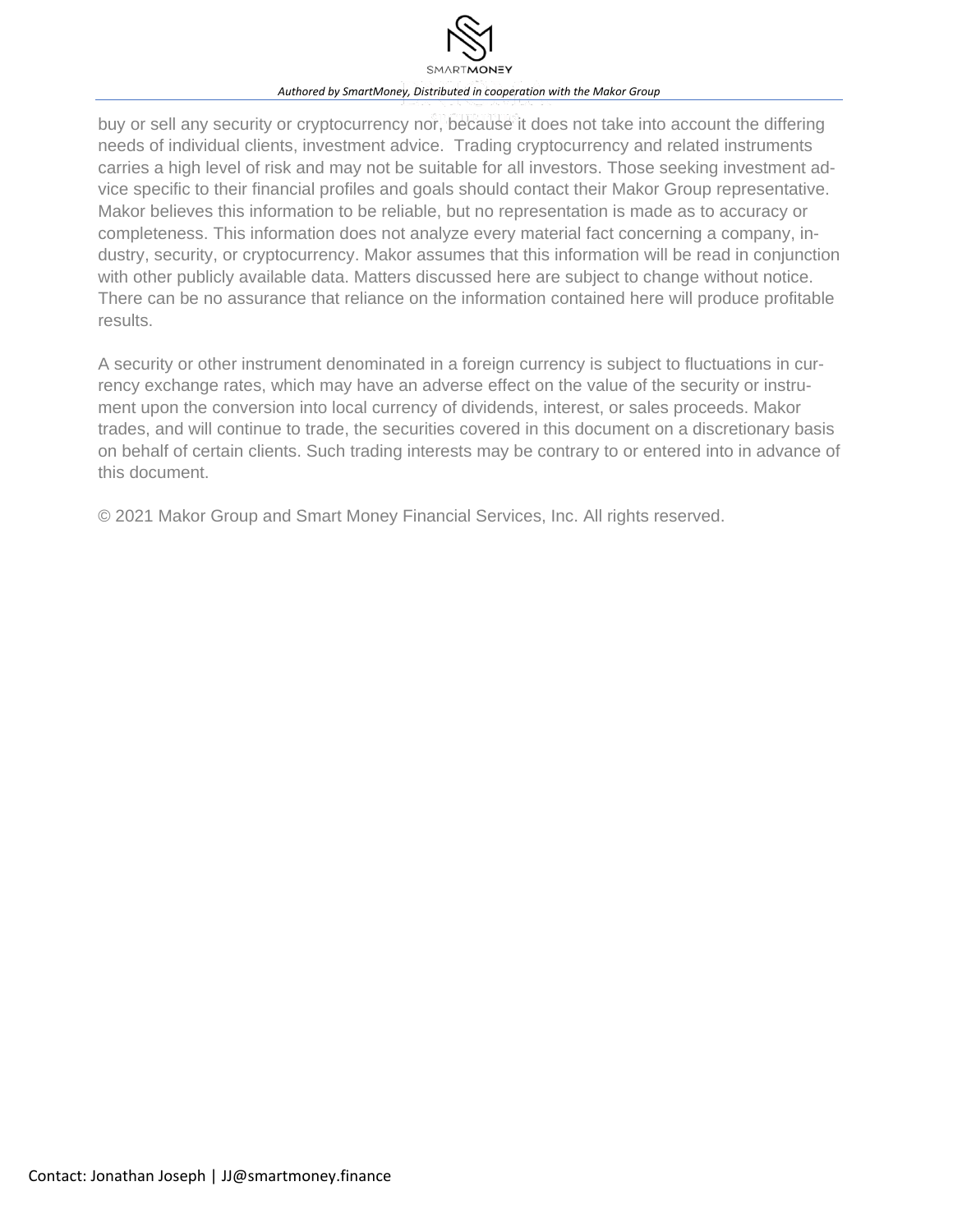buy or sell any security or cryptocurrency nor, because it does not take into account the differing needs of individual clients, investment advice. Trading cryptocurrency and related instruments carries a high level of risk and may not be suitable for all investors. Those seeking investment advice specific to their financial profiles and goals should contact their Makor Group representative. Makor believes this information to be reliable, but no representation is made as to accuracy or completeness. This information does not analyze every material fact concerning a company, industry, security, or cryptocurrency. Makor assumes that this information will be read in conjunction with other publicly available data. Matters discussed here are subject to change without notice. There can be no assurance that reliance on the information contained here will produce profitable results.

A security or other instrument denominated in a foreign currency is subject to fluctuations in currency exchange rates, which may have an adverse effect on the value of the security or instrument upon the conversion into local currency of dividends, interest, or sales proceeds. Makor trades, and will continue to trade, the securities covered in this document on a discretionary basis on behalf of certain clients. Such trading interests may be contrary to or entered into in advance of this document.

© 2021 Makor Group and Smart Money Financial Services, Inc. All rights reserved.